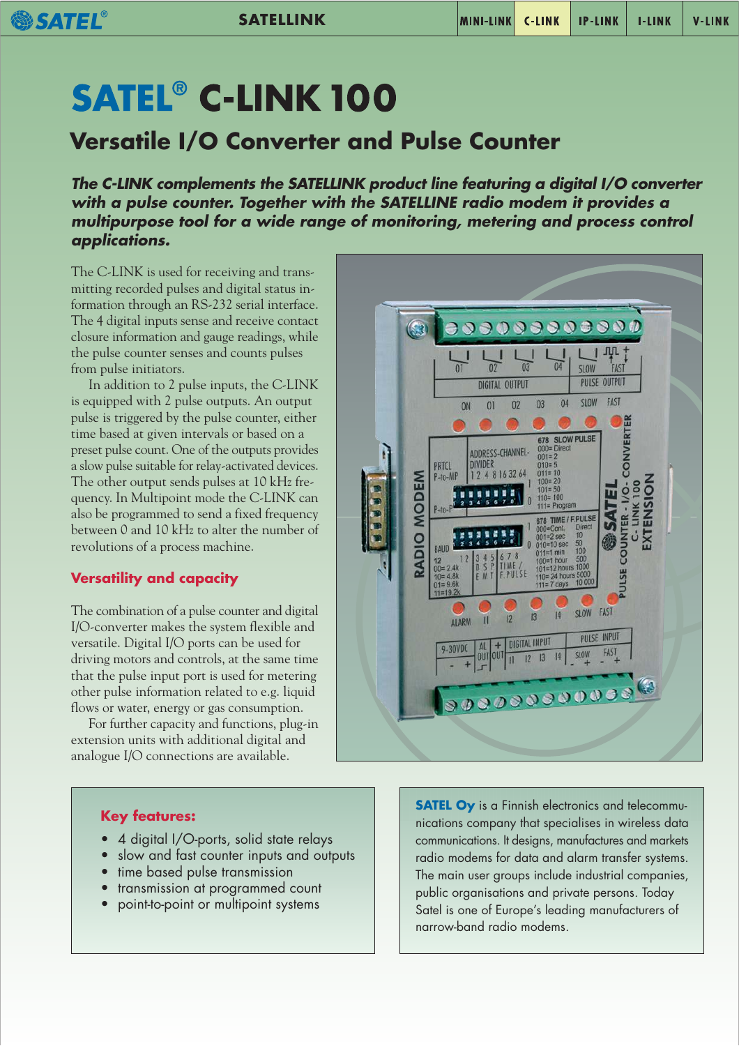# SATEL® C-LINK 100

## Versatile I/O Converter and Pulse Counter

***The C-LINK complements the SATELLINK product line featuring a digital I/O converter with a pulse counter. Together with the SATELLINE radio modem it provides a multipurpose tool for a wide range of monitoring, metering and process control applications.***

The C-LINK is used for receiving and transmitting recorded pulses and digital status information through an RS-232 serial interface. The 4 digital inputs sense and receive contact closure information and gauge readings, while the pulse counter senses and counts pulses from pulse initiators.

In addition to 2 pulse inputs, the C-LINK is equipped with 2 pulse outputs. An output pulse is triggered by the pulse counter, either time based at given intervals or based on a preset pulse count. One of the outputs provides a slow pulse suitable for relay-activated devices. The other output sends pulses at 10 kHz frequency. In Multipoint mode the C-LINK can also be programmed to send a fixed frequency between 0 and 10 kHz to alter the number of revolutions of a process machine.

### Versatility and capacity

The combination of a pulse counter and digital I/O-converter makes the system flexible and versatile. Digital I/O ports can be used for driving motors and controls, at the same time that the pulse input port is used for metering other pulse information related to e.g. liquid flows or water, energy or gas consumption.

For further capacity and functions, plug-in extension units with additional digital and analogue I/O connections are available.

### Key features:

- 4 digital I/O-ports, solid state relays
- slow and fast counter inputs and outputs
- time based pulse transmission
- transmission at programmed count
- point-to-point or multipoint systems

**SATEL Oy** is a Finnish electronics and telecommunications company that specialises in wireless data communications. It designs, manufactures and markets radio modems for data and alarm transfer systems. The main user groups include industrial companies, public organisations and private persons. Today Satel is one of Europe's leading manufacturers of narrow-band radio modems.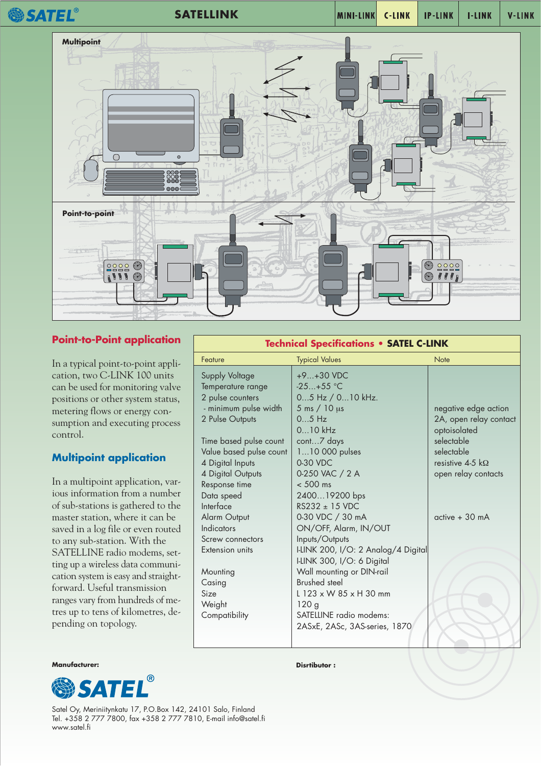Multipoint

Point-to-point

## Point-to-Point application

In a typical point-to-point application, two C-LINK 100 units can be used for monitoring valve positions or other system status, metering flows or energy consumption and executing process control.

## Multipoint application

In a multipoint application, various information from a number of sub-stations is gathered to the master station, where it can be saved in a log file or even routed to any sub-station. With the SATELLINE radio modems, setting up a wireless data communication system is easy and straightforward. Useful transmission ranges vary from hundreds of metres up to tens of kilometres, depending on topology.

## Technical Specifications • SATEL C-LINK

| Feature | Typical Values | Note |
|---|---|---|
| Supply Voltage | +9...+30 VDC | |
| Temperature range | -25...+55 °C | |
| 2 pulse counters | 0...5 Hz / 0...10 kHz. | |
| - minimum pulse width | 5 ms / 10 µs | negative edge action |
| 2 Pulse Outputs | 0...5 Hz | 2A, open relay contact |
| | 0...10 kHz | optoisolated |
| Time based pulse count | cont...7 days | selectable |
| Value based pulse count | 1...10 000 pulses | selectable |
| 4 Digital Inputs | 0-30 VDC | resistive 4-5 kΩ |
| 4 Digital Outputs | 0-250 VAC / 2 A | open relay contacts |
| Response time | < 500 ms | |
| Data speed | 2400...19200 bps | |
| Interface | RS232 ± 15 VDC | |
| Alarm Output | 0-30 VDC / 30 mA | active + 30 mA |
| Indicators | ON/OFF, Alarm, IN/OUT | |
| Screw connectors | Inputs/Outputs | |
| Extension units | I-LINK 200, I/O: 2 Analog/4 Digital | |
| | I-LINK 300, I/O: 6 Digital | |
| Mounting | Wall mounting or DIN-rail | |
| Casing | Brushed steel | |
| Size | L 123 x W 85 x H 30 mm | |
| Weight | 120 g | |
| Compatibility | SATELLINE radio modems: 2ASxE, 2ASc, 3AS-series, 1870 | |

**Manufacturer:**

SATEL®

Satel Oy, Meriniitynkatu 17, P.O.Box 142, 24101 Salo, Finland
Tel. +358 2 777 7800, fax +358 2 777 7810, E-mail info@satel.fi
www.satel.fi

**Disrtibutor :**